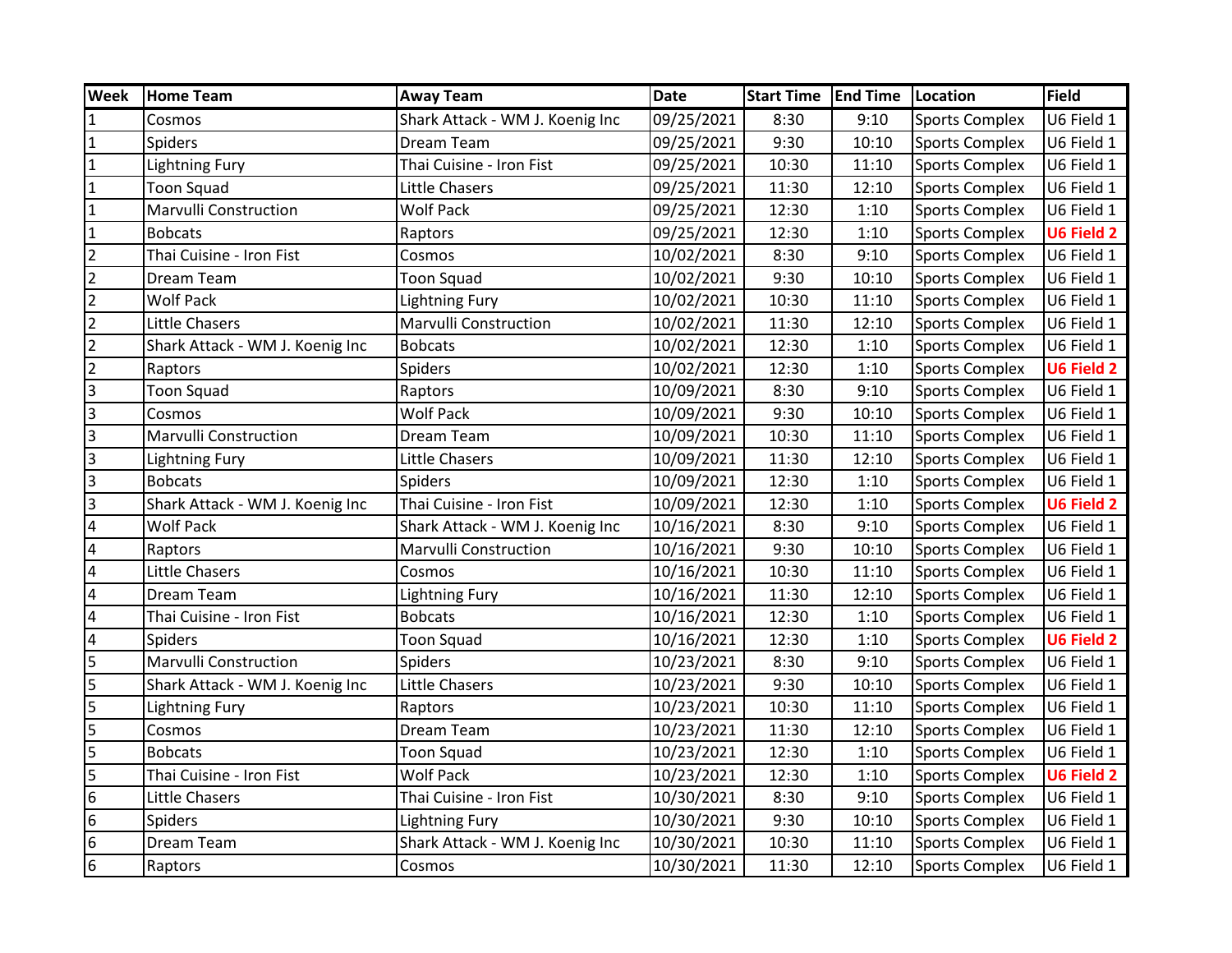| Week | Home Team | Away Team | Date | Start Time | End Time | Location | Field |
|---|---|---|---|---|---|---|---|
| 1 | Cosmos | Shark Attack - WM J. Koenig Inc | 09/25/2021 | 8:30 | 9:10 | Sports Complex | U6 Field 1 |
| 1 | Spiders | Dream Team | 09/25/2021 | 9:30 | 10:10 | Sports Complex | U6 Field 1 |
| 1 | Lightning Fury | Thai Cuisine - Iron Fist | 09/25/2021 | 10:30 | 11:10 | Sports Complex | U6 Field 1 |
| 1 | Toon Squad | Little Chasers | 09/25/2021 | 11:30 | 12:10 | Sports Complex | U6 Field 1 |
| 1 | Marvulli Construction | Wolf Pack | 09/25/2021 | 12:30 | 1:10 | Sports Complex | U6 Field 1 |
| 1 | Bobcats | Raptors | 09/25/2021 | 12:30 | 1:10 | Sports Complex | **U6 Field 2** |
| 2 | Thai Cuisine - Iron Fist | Cosmos | 10/02/2021 | 8:30 | 9:10 | Sports Complex | U6 Field 1 |
| 2 | Dream Team | Toon Squad | 10/02/2021 | 9:30 | 10:10 | Sports Complex | U6 Field 1 |
| 2 | Wolf Pack | Lightning Fury | 10/02/2021 | 10:30 | 11:10 | Sports Complex | U6 Field 1 |
| 2 | Little Chasers | Marvulli Construction | 10/02/2021 | 11:30 | 12:10 | Sports Complex | U6 Field 1 |
| 2 | Shark Attack - WM J. Koenig Inc | Bobcats | 10/02/2021 | 12:30 | 1:10 | Sports Complex | U6 Field 1 |
| 2 | Raptors | Spiders | 10/02/2021 | 12:30 | 1:10 | Sports Complex | **U6 Field 2** |
| 3 | Toon Squad | Raptors | 10/09/2021 | 8:30 | 9:10 | Sports Complex | U6 Field 1 |
| 3 | Cosmos | Wolf Pack | 10/09/2021 | 9:30 | 10:10 | Sports Complex | U6 Field 1 |
| 3 | Marvulli Construction | Dream Team | 10/09/2021 | 10:30 | 11:10 | Sports Complex | U6 Field 1 |
| 3 | Lightning Fury | Little Chasers | 10/09/2021 | 11:30 | 12:10 | Sports Complex | U6 Field 1 |
| 3 | Bobcats | Spiders | 10/09/2021 | 12:30 | 1:10 | Sports Complex | U6 Field 1 |
| 3 | Shark Attack - WM J. Koenig Inc | Thai Cuisine - Iron Fist | 10/09/2021 | 12:30 | 1:10 | Sports Complex | **U6 Field 2** |
| 4 | Wolf Pack | Shark Attack - WM J. Koenig Inc | 10/16/2021 | 8:30 | 9:10 | Sports Complex | U6 Field 1 |
| 4 | Raptors | Marvulli Construction | 10/16/2021 | 9:30 | 10:10 | Sports Complex | U6 Field 1 |
| 4 | Little Chasers | Cosmos | 10/16/2021 | 10:30 | 11:10 | Sports Complex | U6 Field 1 |
| 4 | Dream Team | Lightning Fury | 10/16/2021 | 11:30 | 12:10 | Sports Complex | U6 Field 1 |
| 4 | Thai Cuisine - Iron Fist | Bobcats | 10/16/2021 | 12:30 | 1:10 | Sports Complex | U6 Field 1 |
| 4 | Spiders | Toon Squad | 10/16/2021 | 12:30 | 1:10 | Sports Complex | **U6 Field 2** |
| 5 | Marvulli Construction | Spiders | 10/23/2021 | 8:30 | 9:10 | Sports Complex | U6 Field 1 |
| 5 | Shark Attack - WM J. Koenig Inc | Little Chasers | 10/23/2021 | 9:30 | 10:10 | Sports Complex | U6 Field 1 |
| 5 | Lightning Fury | Raptors | 10/23/2021 | 10:30 | 11:10 | Sports Complex | U6 Field 1 |
| 5 | Cosmos | Dream Team | 10/23/2021 | 11:30 | 12:10 | Sports Complex | U6 Field 1 |
| 5 | Bobcats | Toon Squad | 10/23/2021 | 12:30 | 1:10 | Sports Complex | U6 Field 1 |
| 5 | Thai Cuisine - Iron Fist | Wolf Pack | 10/23/2021 | 12:30 | 1:10 | Sports Complex | **U6 Field 2** |
| 6 | Little Chasers | Thai Cuisine - Iron Fist | 10/30/2021 | 8:30 | 9:10 | Sports Complex | U6 Field 1 |
| 6 | Spiders | Lightning Fury | 10/30/2021 | 9:30 | 10:10 | Sports Complex | U6 Field 1 |
| 6 | Dream Team | Shark Attack - WM J. Koenig Inc | 10/30/2021 | 10:30 | 11:10 | Sports Complex | U6 Field 1 |
| 6 | Raptors | Cosmos | 10/30/2021 | 11:30 | 12:10 | Sports Complex | U6 Field 1 |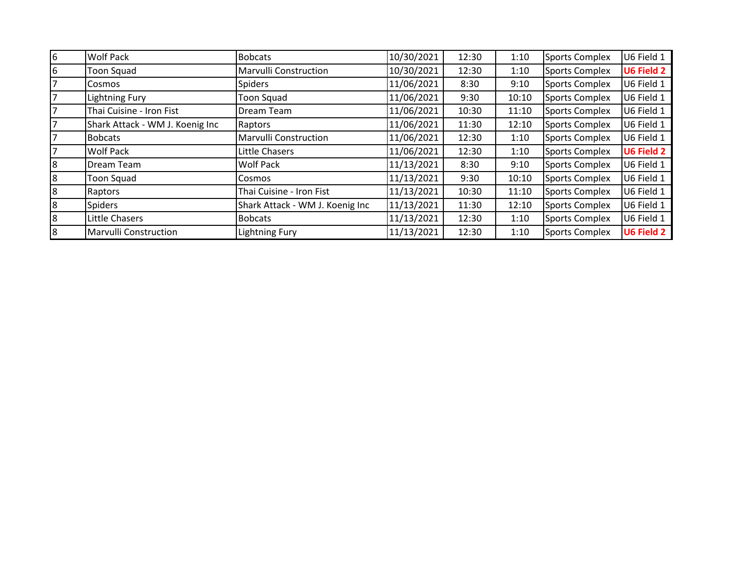| | | | | | | | |
|---|---|---|---|---|---|---|---|
| 6 | Wolf Pack | Bobcats | 10/30/2021 | 12:30 | 1:10 | Sports Complex | U6 Field 1 |
| 6 | Toon Squad | Marvulli Construction | 10/30/2021 | 12:30 | 1:10 | Sports Complex | **U6 Field 2** |
| 7 | Cosmos | Spiders | 11/06/2021 | 8:30 | 9:10 | Sports Complex | U6 Field 1 |
| 7 | Lightning Fury | Toon Squad | 11/06/2021 | 9:30 | 10:10 | Sports Complex | U6 Field 1 |
| 7 | Thai Cuisine - Iron Fist | Dream Team | 11/06/2021 | 10:30 | 11:10 | Sports Complex | U6 Field 1 |
| 7 | Shark Attack - WM J. Koenig Inc | Raptors | 11/06/2021 | 11:30 | 12:10 | Sports Complex | U6 Field 1 |
| 7 | Bobcats | Marvulli Construction | 11/06/2021 | 12:30 | 1:10 | Sports Complex | U6 Field 1 |
| 7 | Wolf Pack | Little Chasers | 11/06/2021 | 12:30 | 1:10 | Sports Complex | **U6 Field 2** |
| 8 | Dream Team | Wolf Pack | 11/13/2021 | 8:30 | 9:10 | Sports Complex | U6 Field 1 |
| 8 | Toon Squad | Cosmos | 11/13/2021 | 9:30 | 10:10 | Sports Complex | U6 Field 1 |
| 8 | Raptors | Thai Cuisine - Iron Fist | 11/13/2021 | 10:30 | 11:10 | Sports Complex | U6 Field 1 |
| 8 | Spiders | Shark Attack - WM J. Koenig Inc | 11/13/2021 | 11:30 | 12:10 | Sports Complex | U6 Field 1 |
| 8 | Little Chasers | Bobcats | 11/13/2021 | 12:30 | 1:10 | Sports Complex | U6 Field 1 |
| 8 | Marvulli Construction | Lightning Fury | 11/13/2021 | 12:30 | 1:10 | Sports Complex | **U6 Field 2** |